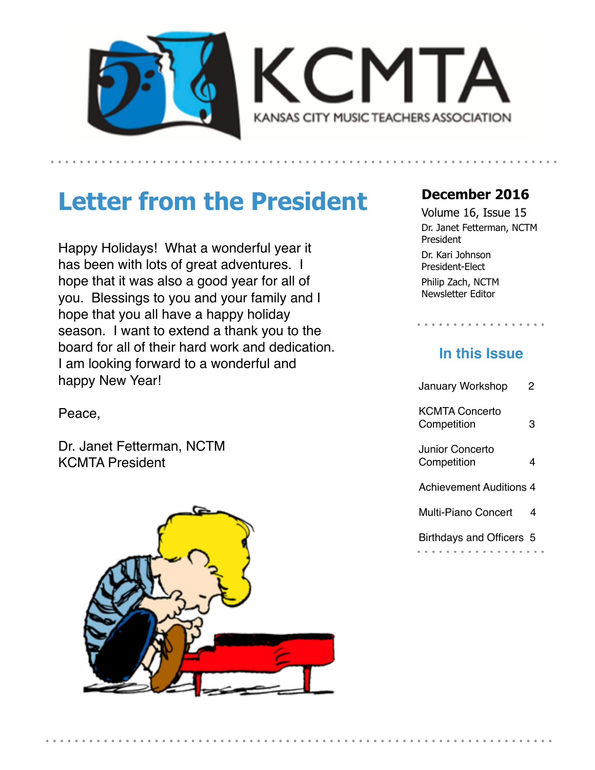# KCMTA

KANSAS CITY MUSIC TEACHERS ASSOCIATION

## Letter from the President

Happy Holidays! What a wonderful year it has been with lots of great adventures. I hope that it was also a good year for all of you. Blessings to you and your family and I hope that you all have a happy holiday season. I want to extend a thank you to the board for all of their hard work and dedication. I am looking forward to a wonderful and happy New Year!

Peace,

Dr. Janet Fetterman, NCTM
KCMTA President

**December 2016**

Volume 16, Issue 15

Dr. Janet Fetterman, NCTM
President

Dr. Kari Johnson
President-Elect

Philip Zach, NCTM
Newsletter Editor

### In this Issue

| | |
|---|---|
| January Workshop | 2 |
| KCMTA Concerto Competition | 3 |
| Junior Concerto Competition | 4 |
| Achievement Auditions | 4 |
| Multi-Piano Concert | 4 |
| Birthdays and Officers | 5 |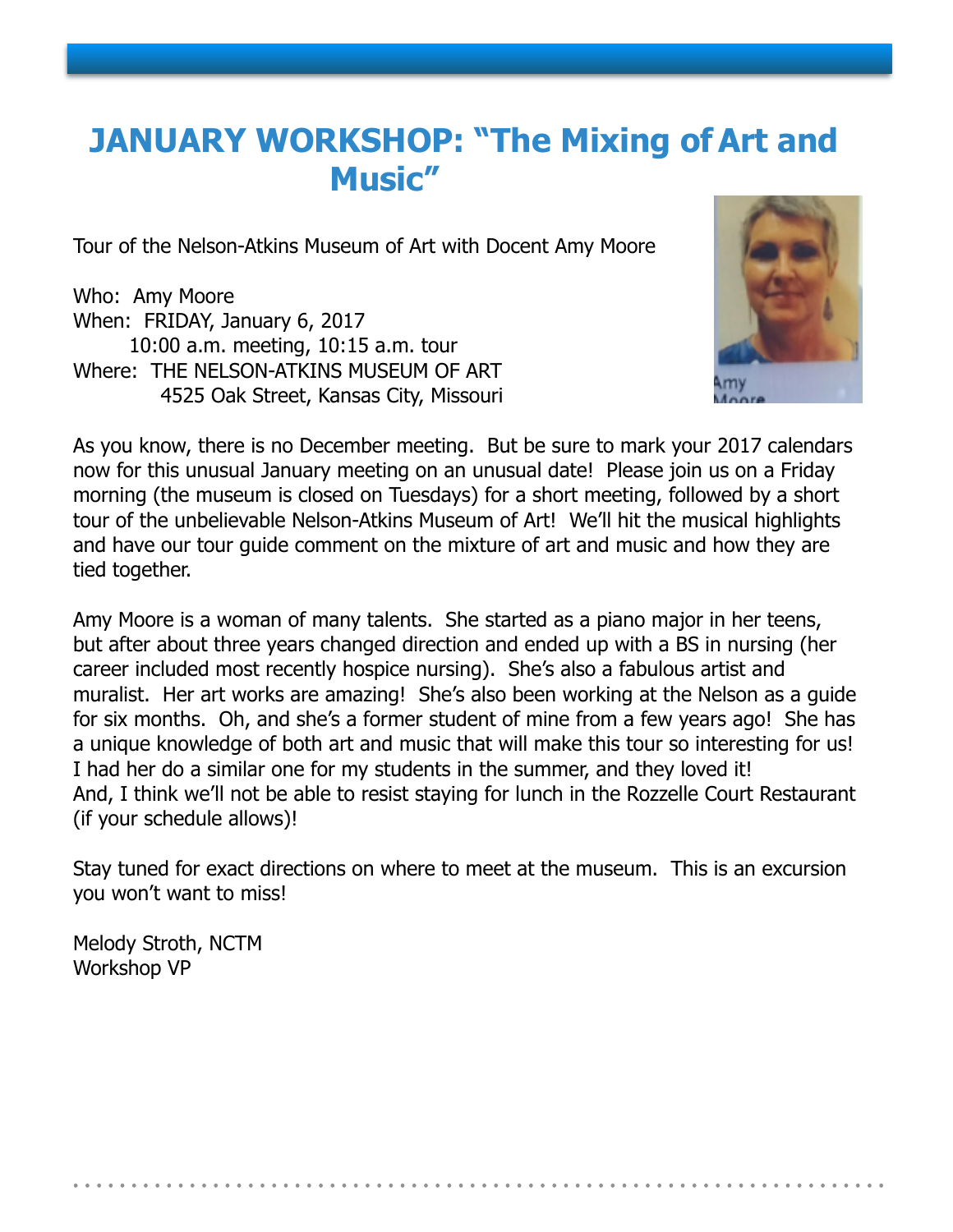# JANUARY WORKSHOP: "The Mixing of Art and Music"

Tour of the Nelson-Atkins Museum of Art with Docent Amy Moore

Who: Amy Moore
When: FRIDAY, January 6, 2017
10:00 a.m. meeting, 10:15 a.m. tour
Where: THE NELSON-ATKINS MUSEUM OF ART
4525 Oak Street, Kansas City, Missouri

As you know, there is no December meeting. But be sure to mark your 2017 calendars now for this unusual January meeting on an unusual date! Please join us on a Friday morning (the museum is closed on Tuesdays) for a short meeting, followed by a short tour of the unbelievable Nelson-Atkins Museum of Art! We'll hit the musical highlights and have our tour guide comment on the mixture of art and music and how they are tied together.

Amy Moore is a woman of many talents. She started as a piano major in her teens, but after about three years changed direction and ended up with a BS in nursing (her career included most recently hospice nursing). She's also a fabulous artist and muralist. Her art works are amazing! She's also been working at the Nelson as a guide for six months. Oh, and she's a former student of mine from a few years ago! She has a unique knowledge of both art and music that will make this tour so interesting for us! I had her do a similar one for my students in the summer, and they loved it! And, I think we'll not be able to resist staying for lunch in the Rozzelle Court Restaurant (if your schedule allows)!

Stay tuned for exact directions on where to meet at the museum. This is an excursion you won't want to miss!

Melody Stroth, NCTM
Workshop VP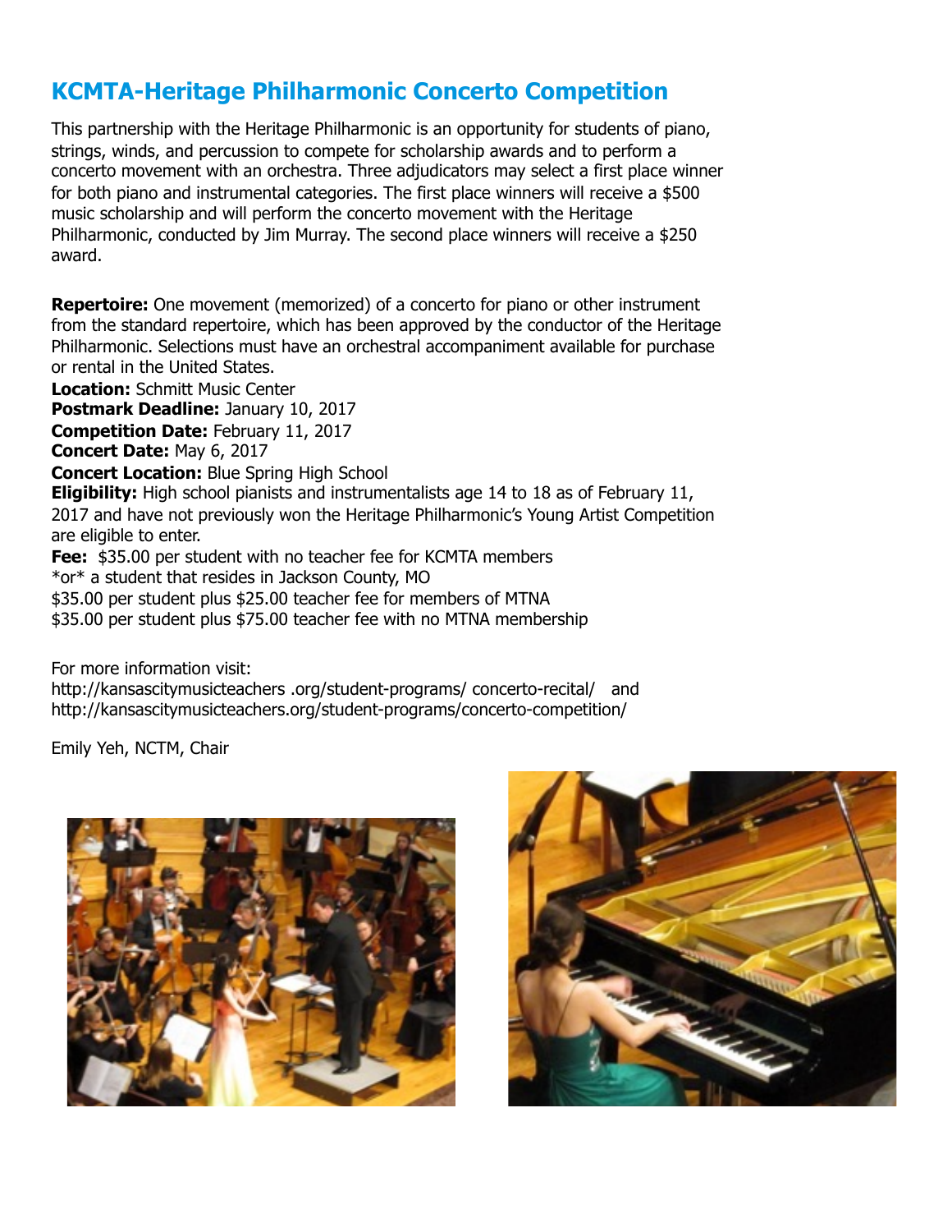## KCMTA-Heritage Philharmonic Concerto Competition

This partnership with the Heritage Philharmonic is an opportunity for students of piano, strings, winds, and percussion to compete for scholarship awards and to perform a concerto movement with an orchestra. Three adjudicators may select a first place winner for both piano and instrumental categories. The first place winners will receive a $500 music scholarship and will perform the concerto movement with the Heritage Philharmonic, conducted by Jim Murray. The second place winners will receive a $250 award.

**Repertoire:** One movement (memorized) of a concerto for piano or other instrument from the standard repertoire, which has been approved by the conductor of the Heritage Philharmonic. Selections must have an orchestral accompaniment available for purchase or rental in the United States.
**Location:** Schmitt Music Center
**Postmark Deadline:** January 10, 2017
**Competition Date:** February 11, 2017
**Concert Date:** May 6, 2017
**Concert Location:** Blue Spring High School
**Eligibility:** High school pianists and instrumentalists age 14 to 18 as of February 11, 2017 and have not previously won the Heritage Philharmonic's Young Artist Competition are eligible to enter.
**Fee:** $35.00 per student with no teacher fee for KCMTA members
*or* a student that resides in Jackson County, MO
$35.00 per student plus $25.00 teacher fee for members of MTNA
$35.00 per student plus $75.00 teacher fee with no MTNA membership

For more information visit:
http://kansascitymusicteachers .org/student-programs/ concerto-recital/ and
http://kansascitymusicteachers.org/student-programs/concerto-competition/

Emily Yeh, NCTM, Chair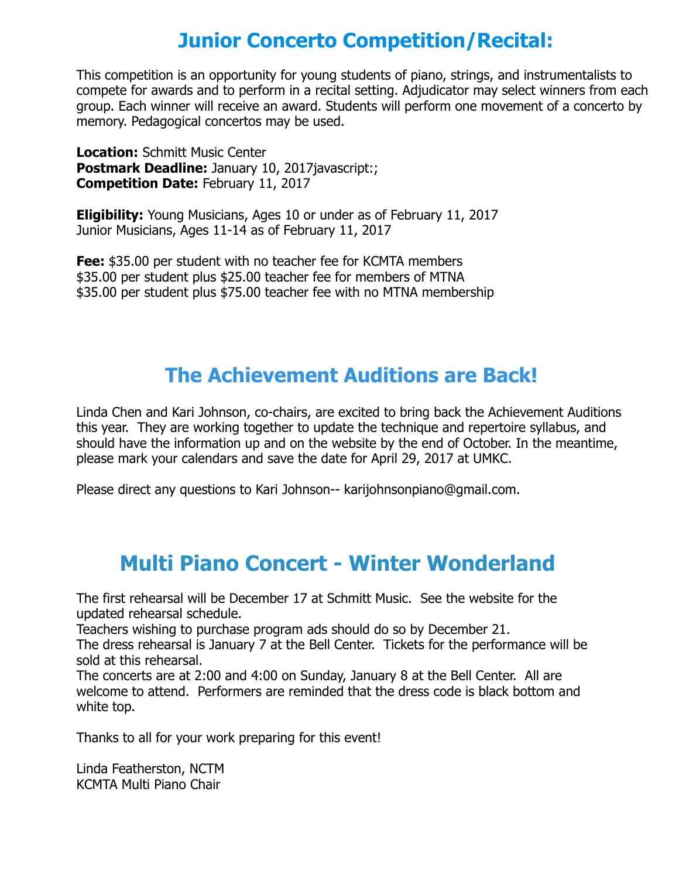# Junior Concerto Competition/Recital:

This competition is an opportunity for young students of piano, strings, and instrumentalists to compete for awards and to perform in a recital setting. Adjudicator may select winners from each group. Each winner will receive an award. Students will perform one movement of a concerto by memory. Pedagogical concertos may be used.

**Location:** Schmitt Music Center
**Postmark Deadline:** January 10, 2017javascript:;
**Competition Date:** February 11, 2017

**Eligibility:** Young Musicians, Ages 10 or under as of February 11, 2017
Junior Musicians, Ages 11-14 as of February 11, 2017

**Fee:** $35.00 per student with no teacher fee for KCMTA members
$35.00 per student plus $25.00 teacher fee for members of MTNA
$35.00 per student plus $75.00 teacher fee with no MTNA membership

# The Achievement Auditions are Back!

Linda Chen and Kari Johnson, co-chairs, are excited to bring back the Achievement Auditions this year. They are working together to update the technique and repertoire syllabus, and should have the information up and on the website by the end of October. In the meantime, please mark your calendars and save the date for April 29, 2017 at UMKC.

Please direct any questions to Kari Johnson-- karijohnsonpiano@gmail.com.

# Multi Piano Concert - Winter Wonderland

The first rehearsal will be December 17 at Schmitt Music. See the website for the updated rehearsal schedule.
Teachers wishing to purchase program ads should do so by December 21.
The dress rehearsal is January 7 at the Bell Center. Tickets for the performance will be sold at this rehearsal.
The concerts are at 2:00 and 4:00 on Sunday, January 8 at the Bell Center. All are welcome to attend. Performers are reminded that the dress code is black bottom and white top.

Thanks to all for your work preparing for this event!

Linda Featherston, NCTM
KCMTA Multi Piano Chair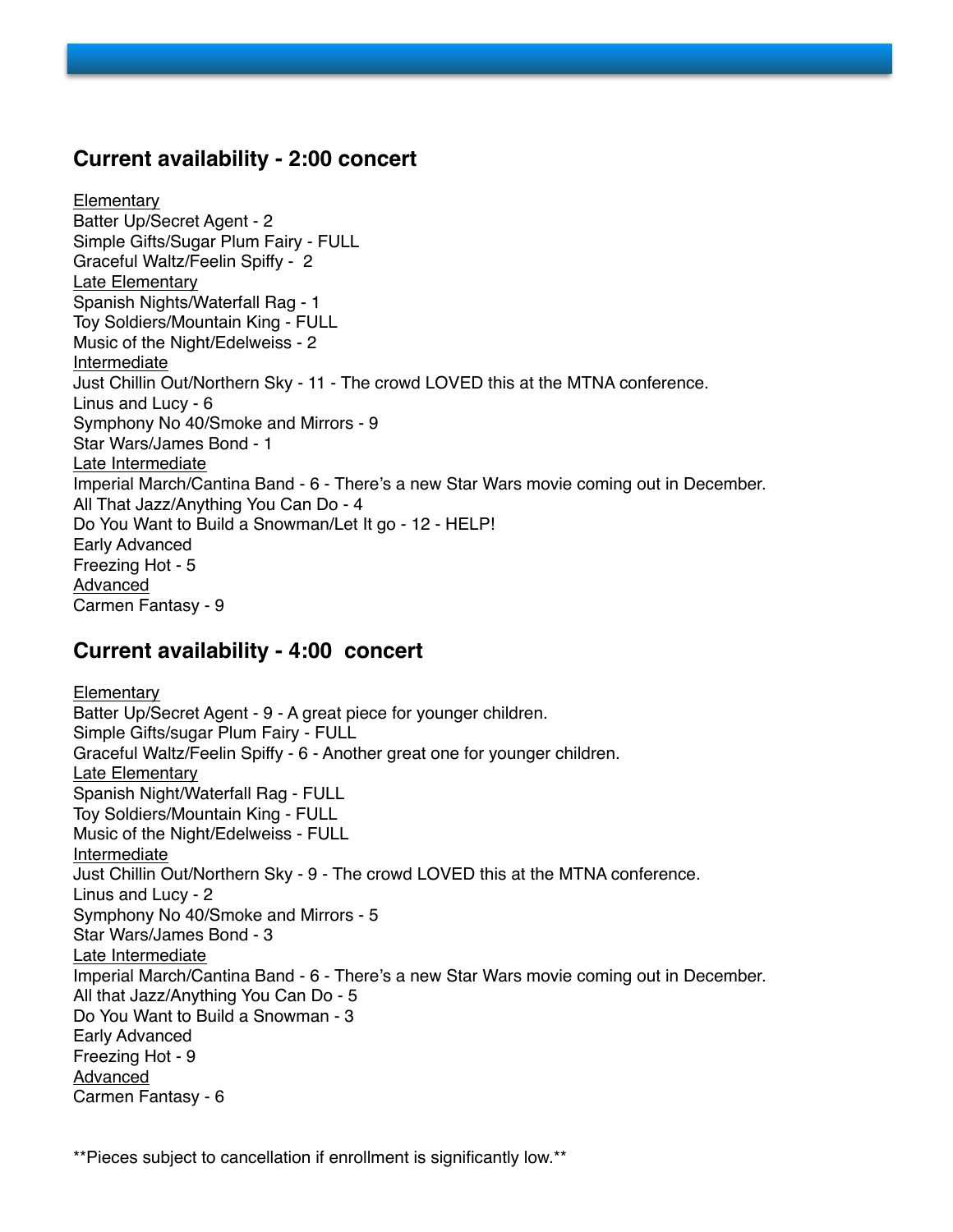## Current availability - 2:00 concert

<u>Elementary</u>
Batter Up/Secret Agent - 2
Simple Gifts/Sugar Plum Fairy - FULL
Graceful Waltz/Feelin Spiffy - 2
<u>Late Elementary</u>
Spanish Nights/Waterfall Rag - 1
Toy Soldiers/Mountain King - FULL
Music of the Night/Edelweiss - 2
<u>Intermediate</u>
Just Chillin Out/Northern Sky - 11 - The crowd LOVED this at the MTNA conference.
Linus and Lucy - 6
Symphony No 40/Smoke and Mirrors - 9
Star Wars/James Bond - 1
<u>Late Intermediate</u>
Imperial March/Cantina Band - 6 - There's a new Star Wars movie coming out in December.
All That Jazz/Anything You Can Do - 4
Do You Want to Build a Snowman/Let It go - 12 - HELP!
Early Advanced
Freezing Hot - 5
<u>Advanced</u>
Carmen Fantasy - 9

## Current availability - 4:00 concert

<u>Elementary</u>
Batter Up/Secret Agent - 9 - A great piece for younger children.
Simple Gifts/sugar Plum Fairy - FULL
Graceful Waltz/Feelin Spiffy - 6 - Another great one for younger children.
<u>Late Elementary</u>
Spanish Night/Waterfall Rag - FULL
Toy Soldiers/Mountain King - FULL
Music of the Night/Edelweiss - FULL
<u>Intermediate</u>
Just Chillin Out/Northern Sky - 9 - The crowd LOVED this at the MTNA conference.
Linus and Lucy - 2
Symphony No 40/Smoke and Mirrors - 5
Star Wars/James Bond - 3
<u>Late Intermediate</u>
Imperial March/Cantina Band - 6 - There's a new Star Wars movie coming out in December.
All that Jazz/Anything You Can Do - 5
Do You Want to Build a Snowman - 3
Early Advanced
Freezing Hot - 9
<u>Advanced</u>
Carmen Fantasy - 6

**Pieces subject to cancellation if enrollment is significantly low.**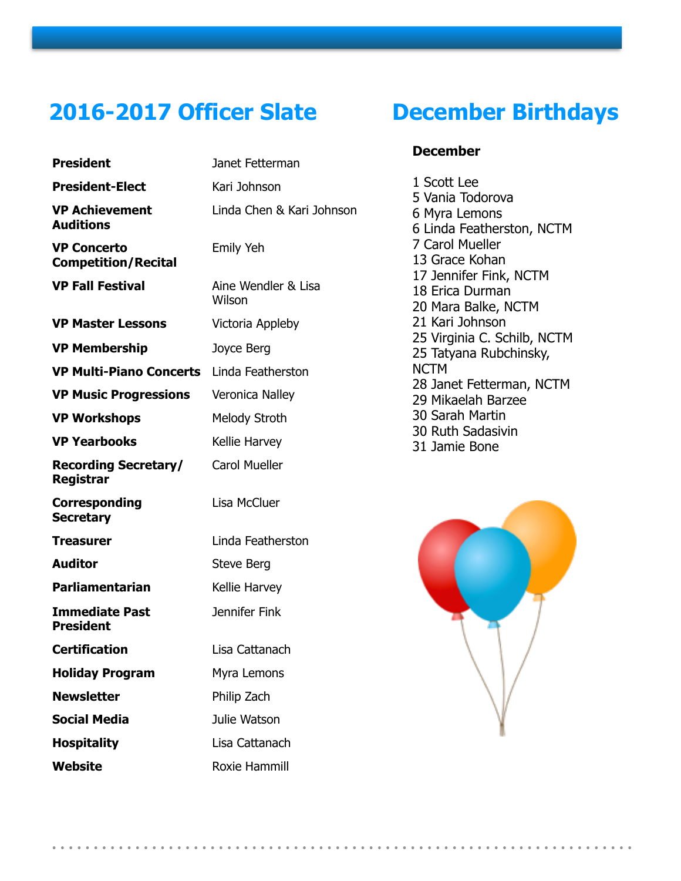## 2016-2017 Officer Slate

| | |
|---|---|
| **President** | Janet Fetterman |
| **President-Elect** | Kari Johnson |
| **VP Achievement Auditions** | Linda Chen & Kari Johnson |
| **VP Concerto Competition/Recital** | Emily Yeh |
| **VP Fall Festival** | Aine Wendler & Lisa Wilson |
| **VP Master Lessons** | Victoria Appleby |
| **VP Membership** | Joyce Berg |
| **VP Multi-Piano Concerts** | Linda Featherston |
| **VP Music Progressions** | Veronica Nalley |
| **VP Workshops** | Melody Stroth |
| **VP Yearbooks** | Kellie Harvey |
| **Recording Secretary/ Registrar** | Carol Mueller |
| **Corresponding Secretary** | Lisa McCluer |
| **Treasurer** | Linda Featherston |
| **Auditor** | Steve Berg |
| **Parliamentarian** | Kellie Harvey |
| **Immediate Past President** | Jennifer Fink |
| **Certification** | Lisa Cattanach |
| **Holiday Program** | Myra Lemons |
| **Newsletter** | Philip Zach |
| **Social Media** | Julie Watson |
| **Hospitality** | Lisa Cattanach |
| **Website** | Roxie Hammill |

## December Birthdays

**December**

1 Scott Lee
5 Vania Todorova
6 Myra Lemons
6 Linda Featherston, NCTM
7 Carol Mueller
13 Grace Kohan
17 Jennifer Fink, NCTM
18 Erica Durman
20 Mara Balke, NCTM
21 Kari Johnson
25 Virginia C. Schilb, NCTM
25 Tatyana Rubchinsky, NCTM
28 Janet Fetterman, NCTM
29 Mikaelah Barzee
30 Sarah Martin
30 Ruth Sadasivin
31 Jamie Bone